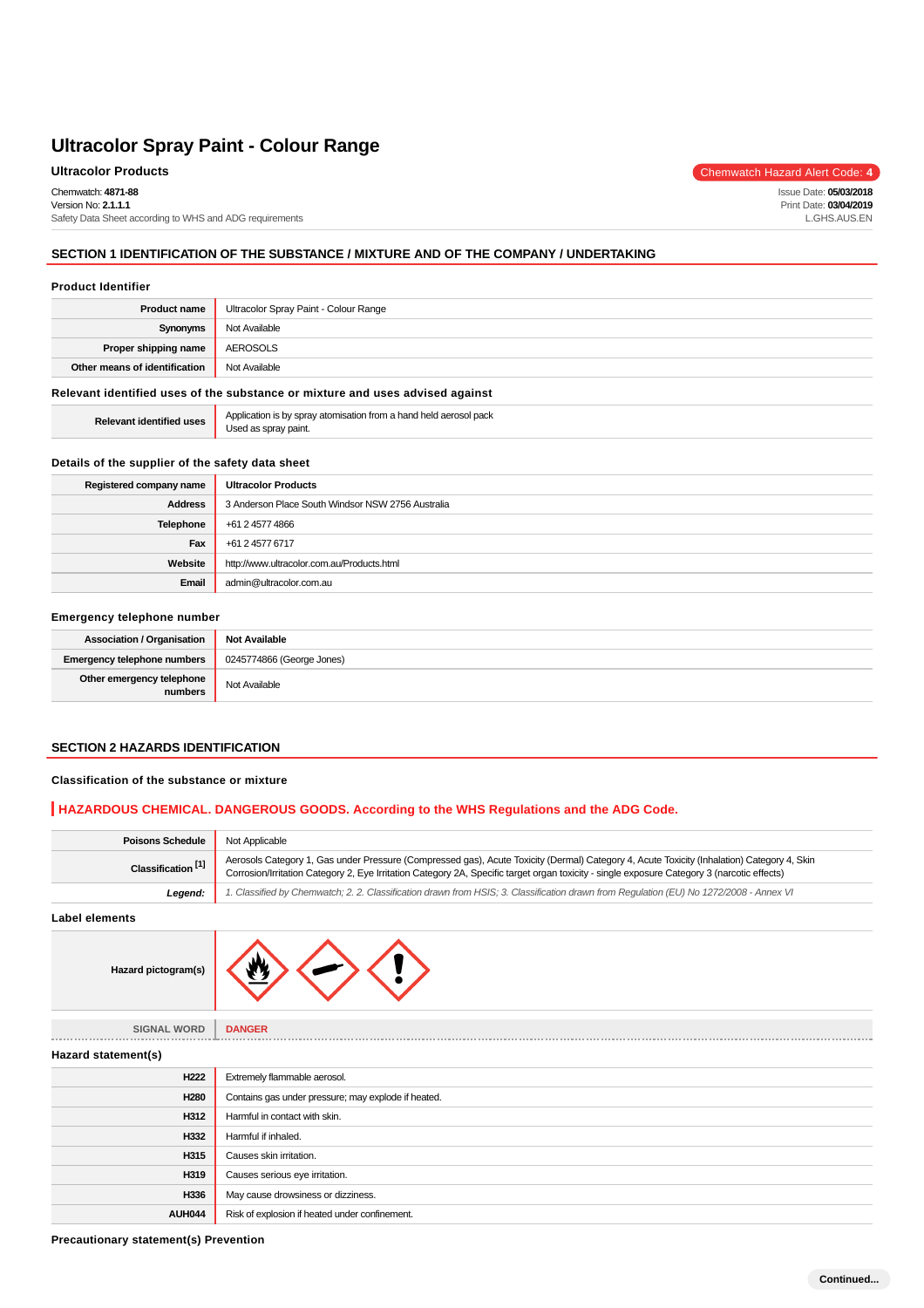# Ultracolor Spray Paint - Colour Range

**Ultracolor Products**

Chemwatch Hazard Alert Code: **4**

Chemwatch: **4871-88**
Version No: **2.1.1.1**
Safety Data Sheet according to WHS and ADG requirements

Issue Date: **05/03/2018**
Print Date: **03/04/2019**
L.GHS.AUS.EN

## SECTION 1 IDENTIFICATION OF THE SUBSTANCE / MIXTURE AND OF THE COMPANY / UNDERTAKING

### Product Identifier

| | |
|---|---|
| **Product name** | Ultracolor Spray Paint - Colour Range |
| **Synonyms** | Not Available |
| **Proper shipping name** | AEROSOLS |
| **Other means of identification** | Not Available |

### Relevant identified uses of the substance or mixture and uses advised against

| | |
|---|---|
| **Relevant identified uses** | Application is by spray atomisation from a hand held aerosol pack<br>Used as spray paint. |

### Details of the supplier of the safety data sheet

| | |
|---|---|
| **Registered company name** | **Ultracolor Products** |
| **Address** | 3 Anderson Place South Windsor NSW 2756 Australia |
| **Telephone** | +61 2 4577 4866 |
| **Fax** | +61 2 4577 6717 |
| **Website** | http://www.ultracolor.com.au/Products.html |
| **Email** | admin@ultracolor.com.au |

### Emergency telephone number

| | |
|---|---|
| **Association / Organisation** | **Not Available** |
| **Emergency telephone numbers** | 0245774866 (George Jones) |
| **Other emergency telephone numbers** | Not Available |

## SECTION 2 HAZARDS IDENTIFICATION

### Classification of the substance or mixture

**HAZARDOUS CHEMICAL. DANGEROUS GOODS. According to the WHS Regulations and the ADG Code.**

| | |
|---|---|
| **Poisons Schedule** | Not Applicable |
| **Classification [1]** | Aerosols Category 1, Gas under Pressure (Compressed gas), Acute Toxicity (Dermal) Category 4, Acute Toxicity (Inhalation) Category 4, Skin Corrosion/Irritation Category 2, Eye Irritation Category 2A, Specific target organ toxicity - single exposure Category 3 (narcotic effects) |
| ***Legend:*** | *1. Classified by Chemwatch; 2. 2. Classification drawn from HSIS; 3. Classification drawn from Regulation (EU) No 1272/2008 - Annex VI* |

### Label elements

| | |
|---|---|
| **Hazard pictogram(s)** | |
| SIGNAL WORD | **DANGER** |

### Hazard statement(s)

| | |
|---|---|
| **H222** | Extremely flammable aerosol. |
| **H280** | Contains gas under pressure; may explode if heated. |
| **H312** | Harmful in contact with skin. |
| **H332** | Harmful if inhaled. |
| **H315** | Causes skin irritation. |
| **H319** | Causes serious eye irritation. |
| **H336** | May cause drowsiness or dizziness. |
| **AUH044** | Risk of explosion if heated under confinement. |

### Precautionary statement(s) Prevention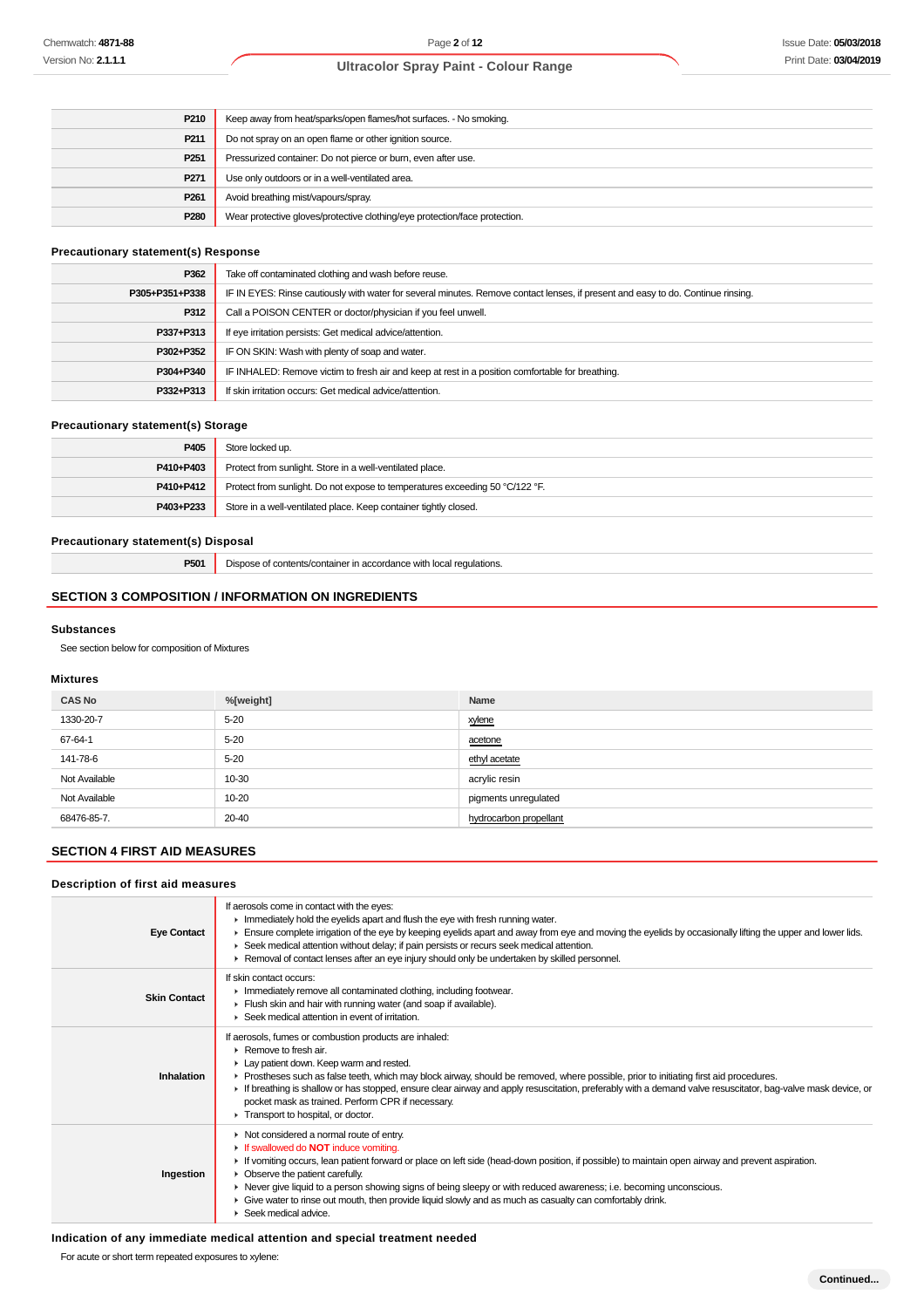| | |
|---|---|
| P210 | Keep away from heat/sparks/open flames/hot surfaces. - No smoking. |
| P211 | Do not spray on an open flame or other ignition source. |
| P251 | Pressurized container: Do not pierce or burn, even after use. |
| P271 | Use only outdoors or in a well-ventilated area. |
| P261 | Avoid breathing mist/vapours/spray. |
| P280 | Wear protective gloves/protective clothing/eye protection/face protection. |

### Precautionary statement(s) Response

| | |
|---|---|
| P362 | Take off contaminated clothing and wash before reuse. |
| P305+P351+P338 | IF IN EYES: Rinse cautiously with water for several minutes. Remove contact lenses, if present and easy to do. Continue rinsing. |
| P312 | Call a POISON CENTER or doctor/physician if you feel unwell. |
| P337+P313 | If eye irritation persists: Get medical advice/attention. |
| P302+P352 | IF ON SKIN: Wash with plenty of soap and water. |
| P304+P340 | IF INHALED: Remove victim to fresh air and keep at rest in a position comfortable for breathing. |
| P332+P313 | If skin irritation occurs: Get medical advice/attention. |

### Precautionary statement(s) Storage

| | |
|---|---|
| P405 | Store locked up. |
| P410+P403 | Protect from sunlight. Store in a well-ventilated place. |
| P410+P412 | Protect from sunlight. Do not expose to temperatures exceeding 50 °C/122 °F. |
| P403+P233 | Store in a well-ventilated place. Keep container tightly closed. |

### Precautionary statement(s) Disposal

| | |
|---|---|
| P501 | Dispose of contents/container in accordance with local regulations. |

## SECTION 3 COMPOSITION / INFORMATION ON INGREDIENTS

### Substances

See section below for composition of Mixtures

### Mixtures

| CAS No | %[weight] | Name |
|---|---|---|
| 1330-20-7 | 5-20 | xylene |
| 67-64-1 | 5-20 | acetone |
| 141-78-6 | 5-20 | ethyl acetate |
| Not Available | 10-30 | acrylic resin |
| Not Available | 10-20 | pigments unregulated |
| 68476-85-7. | 20-40 | hydrocarbon propellant |

## SECTION 4 FIRST AID MEASURES

### Description of first aid measures

| | |
|---|---|
| **Eye Contact** | If aerosols come in contact with the eyes:<br>▸ Immediately hold the eyelids apart and flush the eye with fresh running water.<br>▸ Ensure complete irrigation of the eye by keeping eyelids apart and away from eye and moving the eyelids by occasionally lifting the upper and lower lids.<br>▸ Seek medical attention without delay; if pain persists or recurs seek medical attention.<br>▸ Removal of contact lenses after an eye injury should only be undertaken by skilled personnel. |
| **Skin Contact** | If skin contact occurs:<br>▸ Immediately remove all contaminated clothing, including footwear.<br>▸ Flush skin and hair with running water (and soap if available).<br>▸ Seek medical attention in event of irritation. |
| **Inhalation** | If aerosols, fumes or combustion products are inhaled:<br>▸ Remove to fresh air.<br>▸ Lay patient down. Keep warm and rested.<br>▸ Prostheses such as false teeth, which may block airway, should be removed, where possible, prior to initiating first aid procedures.<br>▸ If breathing is shallow or has stopped, ensure clear airway and apply resuscitation, preferably with a demand valve resuscitator, bag-valve mask device, or pocket mask as trained. Perform CPR if necessary.<br>▸ Transport to hospital, or doctor. |
| **Ingestion** | ▸ Not considered a normal route of entry.<br>▸ If swallowed do **NOT** induce vomiting.<br>▸ If vomiting occurs, lean patient forward or place on left side (head-down position, if possible) to maintain open airway and prevent aspiration.<br>▸ Observe the patient carefully.<br>▸ Never give liquid to a person showing signs of being sleepy or with reduced awareness; i.e. becoming unconscious.<br>▸ Give water to rinse out mouth, then provide liquid slowly and as much as casualty can comfortably drink.<br>▸ Seek medical advice. |

### Indication of any immediate medical attention and special treatment needed

For acute or short term repeated exposures to xylene: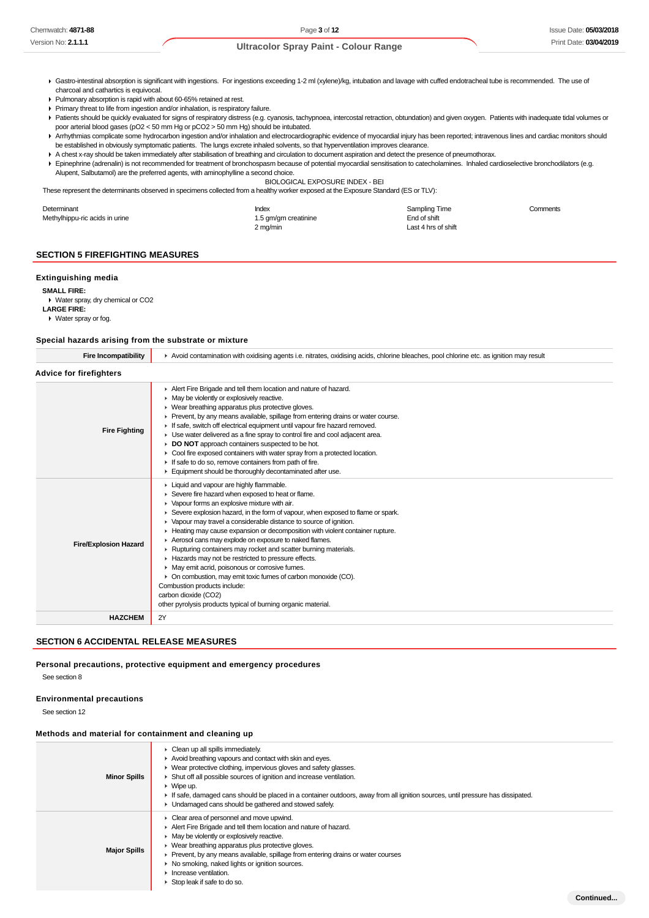- Gastro-intestinal absorption is significant with ingestions. For ingestions exceeding 1-2 ml (xylene)/kg, intubation and lavage with cuffed endotracheal tube is recommended. The use of charcoal and cathartics is equivocal.
- Pulmonary absorption is rapid with about 60-65% retained at rest.
- Primary threat to life from ingestion and/or inhalation, is respiratory failure.
- Patients should be quickly evaluated for signs of respiratory distress (e.g. cyanosis, tachypnoea, intercostal retraction, obtundation) and given oxygen. Patients with inadequate tidal volumes or poor arterial blood gases ($pO_2$ < 50 mm Hg or $pCO_2$ > 50 mm Hg) should be intubated.
- Arrhythmias complicate some hydrocarbon ingestion and/or inhalation and electrocardiographic evidence of myocardial injury has been reported; intravenous lines and cardiac monitors should be established in obviously symptomatic patients. The lungs excrete inhaled solvents, so that hyperventilation improves clearance.
- A chest x-ray should be taken immediately after stabilisation of breathing and circulation to document aspiration and detect the presence of pneumothorax.
- Epinephrine (adrenalin) is not recommended for treatment of bronchospasm because of potential myocardial sensitisation to catecholamines. Inhaled cardioselective bronchodilators (e.g. Alupent, Salbutamol) are the preferred agents, with aminophylline a second choice.

BIOLOGICAL EXPOSURE INDEX - BEI

These represent the determinants observed in specimens collected from a healthy worker exposed at the Exposure Standard (ES or TLV):

| Determinant | Index | Sampling Time | Comments |
|---|---|---|---|
| Methylhippu-ric acids in urine | 1.5 gm/gm creatinine | End of shift | |
| | 2 mg/min | Last 4 hrs of shift | |

## SECTION 5 FIREFIGHTING MEASURES

### Extinguishing media

**SMALL FIRE:**
- Water spray, dry chemical or CO2

**LARGE FIRE:**
- Water spray or fog.

### Special hazards arising from the substrate or mixture

| | |
|---|---|
| **Fire Incompatibility** | Avoid contamination with oxidising agents i.e. nitrates, oxidising acids, chlorine bleaches, pool chlorine etc. as ignition may result |

### Advice for firefighters

| | |
|---|---|
| **Fire Fighting** | - Alert Fire Brigade and tell them location and nature of hazard.<br>- May be violently or explosively reactive.<br>- Wear breathing apparatus plus protective gloves.<br>- Prevent, by any means available, spillage from entering drains or water course.<br>- If safe, switch off electrical equipment until vapour fire hazard removed.<br>- Use water delivered as a fine spray to control fire and cool adjacent area.<br>- **DO NOT** approach containers suspected to be hot.<br>- Cool fire exposed containers with water spray from a protected location.<br>- If safe to do so, remove containers from path of fire.<br>- Equipment should be thoroughly decontaminated after use. |
| **Fire/Explosion Hazard** | - Liquid and vapour are highly flammable.<br>- Severe fire hazard when exposed to heat or flame.<br>- Vapour forms an explosive mixture with air.<br>- Severe explosion hazard, in the form of vapour, when exposed to flame or spark.<br>- Vapour may travel a considerable distance to source of ignition.<br>- Heating may cause expansion or decomposition with violent container rupture.<br>- Aerosol cans may explode on exposure to naked flames.<br>- Rupturing containers may rocket and scatter burning materials.<br>- Hazards may not be restricted to pressure effects.<br>- May emit acrid, poisonous or corrosive fumes.<br>- On combustion, may emit toxic fumes of carbon monoxide (CO).<br>Combustion products include:<br>carbon dioxide (CO2)<br>other pyrolysis products typical of burning organic material. |
| **HAZCHEM** | 2Y |

## SECTION 6 ACCIDENTAL RELEASE MEASURES

### Personal precautions, protective equipment and emergency procedures

See section 8

### Environmental precautions

See section 12

### Methods and material for containment and cleaning up

| | |
|---|---|
| **Minor Spills** | - Clean up all spills immediately.<br>- Avoid breathing vapours and contact with skin and eyes.<br>- Wear protective clothing, impervious gloves and safety glasses.<br>- Shut off all possible sources of ignition and increase ventilation.<br>- Wipe up.<br>- If safe, damaged cans should be placed in a container outdoors, away from all ignition sources, until pressure has dissipated.<br>- Undamaged cans should be gathered and stowed safely. |
| **Major Spills** | - Clear area of personnel and move upwind.<br>- Alert Fire Brigade and tell them location and nature of hazard.<br>- May be violently or explosively reactive.<br>- Wear breathing apparatus plus protective gloves.<br>- Prevent, by any means available, spillage from entering drains or water courses<br>- No smoking, naked lights or ignition sources.<br>- Increase ventilation.<br>- Stop leak if safe to do so. |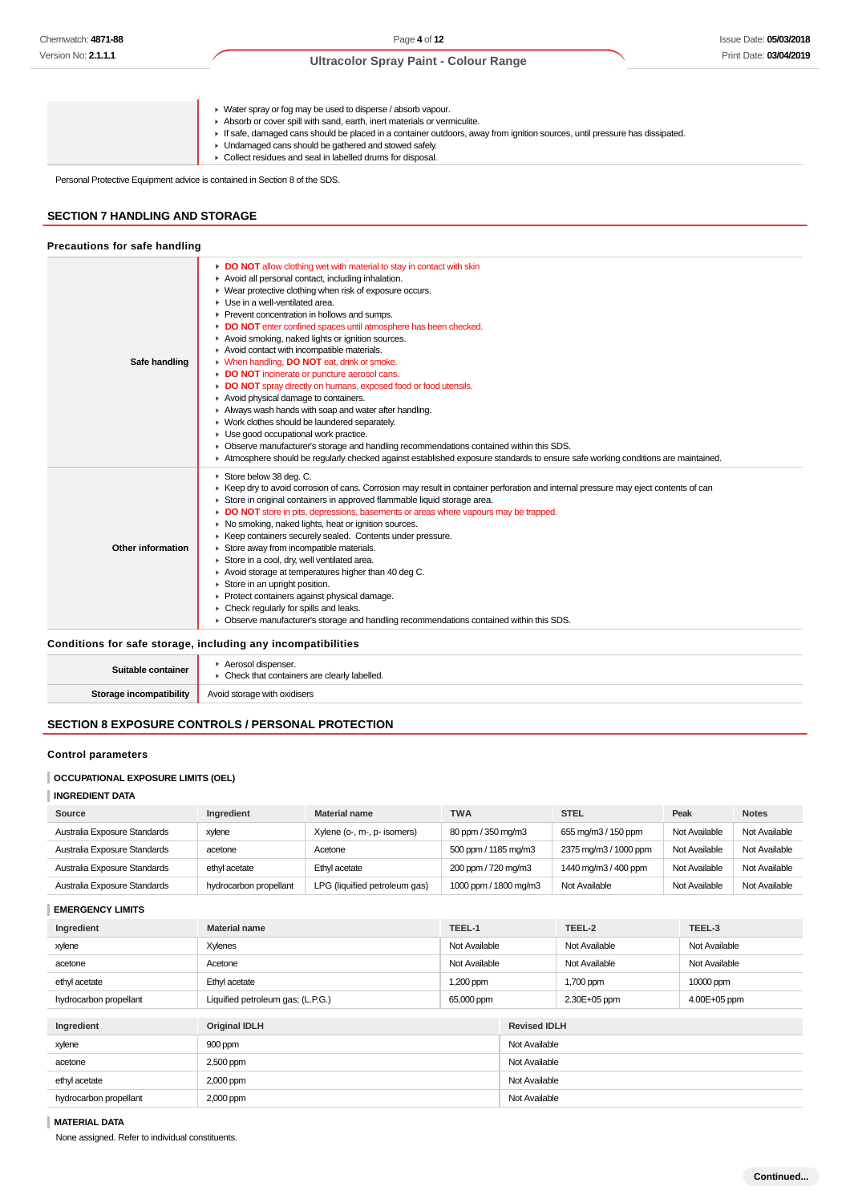| | |
|---|---|
| | - Water spray or fog may be used to disperse / absorb vapour.<br>- Absorb or cover spill with sand, earth, inert materials or vermiculite.<br>- If safe, damaged cans should be placed in a container outdoors, away from ignition sources, until pressure has dissipated.<br>- Undamaged cans should be gathered and stowed safely.<br>- Collect residues and seal in labelled drums for disposal. |

Personal Protective Equipment advice is contained in Section 8 of the SDS.

## SECTION 7 HANDLING AND STORAGE

### Precautions for safe handling

| | |
|---|---|
| **Safe handling** | - **DO NOT** allow clothing wet with material to stay in contact with skin<br>- Avoid all personal contact, including inhalation.<br>- Wear protective clothing when risk of exposure occurs.<br>- Use in a well-ventilated area.<br>- Prevent concentration in hollows and sumps.<br>- **DO NOT** enter confined spaces until atmosphere has been checked.<br>- Avoid smoking, naked lights or ignition sources.<br>- Avoid contact with incompatible materials.<br>- When handling, **DO NOT** eat, drink or smoke.<br>- **DO NOT** incinerate or puncture aerosol cans.<br>- **DO NOT** spray directly on humans, exposed food or food utensils.<br>- Avoid physical damage to containers.<br>- Always wash hands with soap and water after handling.<br>- Work clothes should be laundered separately.<br>- Use good occupational work practice.<br>- Observe manufacturer's storage and handling recommendations contained within this SDS.<br>- Atmosphere should be regularly checked against established exposure standards to ensure safe working conditions are maintained. |
| **Other information** | - Store below 38 deg. C.<br>- Keep dry to avoid corrosion of cans. Corrosion may result in container perforation and internal pressure may eject contents of can<br>- Store in original containers in approved flammable liquid storage area.<br>- **DO NOT** store in pits, depressions, basements or areas where vapours may be trapped.<br>- No smoking, naked lights, heat or ignition sources.<br>- Keep containers securely sealed. Contents under pressure.<br>- Store away from incompatible materials.<br>- Store in a cool, dry, well ventilated area.<br>- Avoid storage at temperatures higher than 40 deg C.<br>- Store in an upright position.<br>- Protect containers against physical damage.<br>- Check regularly for spills and leaks.<br>- Observe manufacturer's storage and handling recommendations contained within this SDS. |

### Conditions for safe storage, including any incompatibilities

| | |
|---|---|
| **Suitable container** | - Aerosol dispenser.<br>- Check that containers are clearly labelled. |
| **Storage incompatibility** | Avoid storage with oxidisers |

## SECTION 8 EXPOSURE CONTROLS / PERSONAL PROTECTION

### Control parameters

**OCCUPATIONAL EXPOSURE LIMITS (OEL)**

**INGREDIENT DATA**

| Source | Ingredient | Material name | TWA | STEL | Peak | Notes |
|---|---|---|---|---|---|---|
| Australia Exposure Standards | xylene | Xylene (o-, m-, p- isomers) | 80 ppm / 350 mg/m3 | 655 mg/m3 / 150 ppm | Not Available | Not Available |
| Australia Exposure Standards | acetone | Acetone | 500 ppm / 1185 mg/m3 | 2375 mg/m3 / 1000 ppm | Not Available | Not Available |
| Australia Exposure Standards | ethyl acetate | Ethyl acetate | 200 ppm / 720 mg/m3 | 1440 mg/m3 / 400 ppm | Not Available | Not Available |
| Australia Exposure Standards | hydrocarbon propellant | LPG (liquified petroleum gas) | 1000 ppm / 1800 mg/m3 | Not Available | Not Available | Not Available |

**EMERGENCY LIMITS**

| Ingredient | Material name | TEEL-1 | TEEL-2 | TEEL-3 |
|---|---|---|---|---|
| xylene | Xylenes | Not Available | Not Available | Not Available |
| acetone | Acetone | Not Available | Not Available | Not Available |
| ethyl acetate | Ethyl acetate | 1,200 ppm | 1,700 ppm | 10000 ppm |
| hydrocarbon propellant | Liquified petroleum gas; (L.P.G.) | 65,000 ppm | 2.30E+05 ppm | 4.00E+05 ppm |

| Ingredient | Original IDLH | Revised IDLH |
|---|---|---|
| xylene | 900 ppm | Not Available |
| acetone | 2,500 ppm | Not Available |
| ethyl acetate | 2,000 ppm | Not Available |
| hydrocarbon propellant | 2,000 ppm | Not Available |

**MATERIAL DATA**

None assigned. Refer to individual constituents.

Continued...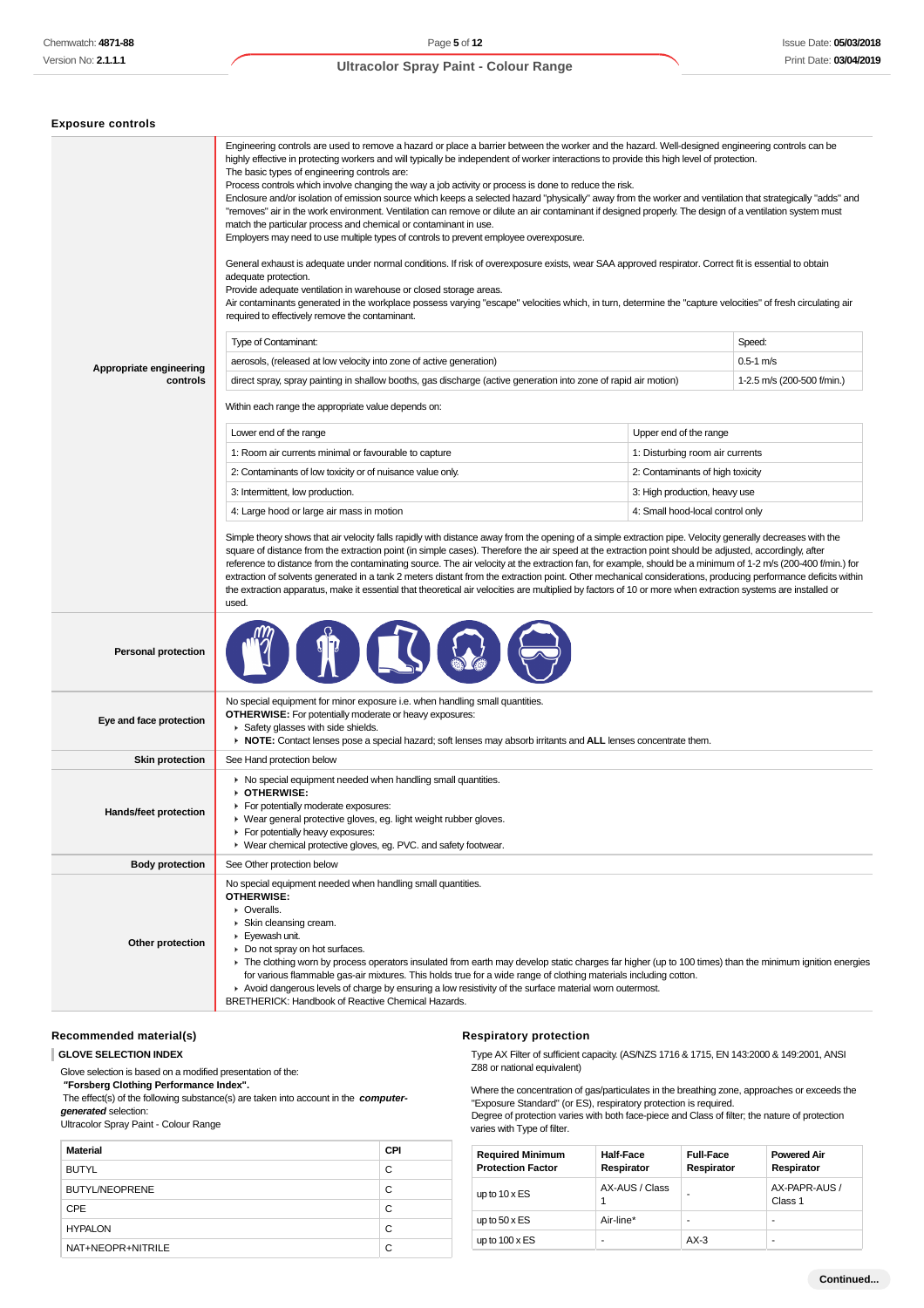## Exposure controls

**Appropriate engineering controls**

Engineering controls are used to remove a hazard or place a barrier between the worker and the hazard. Well-designed engineering controls can be highly effective in protecting workers and will typically be independent of worker interactions to provide this high level of protection.
The basic types of engineering controls are:
Process controls which involve changing the way a job activity or process is done to reduce the risk.
Enclosure and/or isolation of emission source which keeps a selected hazard "physically" away from the worker and ventilation that strategically "adds" and "removes" air in the work environment. Ventilation can remove or dilute an air contaminant if designed properly. The design of a ventilation system must match the particular process and chemical or contaminant in use.
Employers may need to use multiple types of controls to prevent employee overexposure.

General exhaust is adequate under normal conditions. If risk of overexposure exists, wear SAA approved respirator. Correct fit is essential to obtain adequate protection.
Provide adequate ventilation in warehouse or closed storage areas.
Air contaminants generated in the workplace possess varying "escape" velocities which, in turn, determine the "capture velocities" of fresh circulating air required to effectively remove the contaminant.

| Type of Contaminant: | Speed: |
|---|---|
| aerosols, (released at low velocity into zone of active generation) | 0.5-1 m/s |
| direct spray, spray painting in shallow booths, gas discharge (active generation into zone of rapid air motion) | 1-2.5 m/s (200-500 f/min.) |

Within each range the appropriate value depends on:

| Lower end of the range | Upper end of the range |
|---|---|
| 1: Room air currents minimal or favourable to capture | 1: Disturbing room air currents |
| 2: Contaminants of low toxicity or of nuisance value only. | 2: Contaminants of high toxicity |
| 3: Intermittent, low production. | 3: High production, heavy use |
| 4: Large hood or large air mass in motion | 4: Small hood-local control only |

Simple theory shows that air velocity falls rapidly with distance away from the opening of a simple extraction pipe. Velocity generally decreases with the square of distance from the extraction point (in simple cases). Therefore the air speed at the extraction point should be adjusted, accordingly, after reference to distance from the contaminating source. The air velocity at the extraction fan, for example, should be a minimum of 1-2 m/s (200-400 f/min.) for extraction of solvents generated in a tank 2 meters distant from the extraction point. Other mechanical considerations, producing performance deficits within the extraction apparatus, make it essential that theoretical air velocities are multiplied by factors of 10 or more when extraction systems are installed or used.

**Personal protection**

**Eye and face protection**

No special equipment for minor exposure i.e. when handling small quantities.
**OTHERWISE:** For potentially moderate or heavy exposures:
- Safety glasses with side shields.
- **NOTE:** Contact lenses pose a special hazard; soft lenses may absorb irritants and **ALL** lenses concentrate them.

**Skin protection**

See Hand protection below

**Hands/feet protection**

- No special equipment needed when handling small quantities.
- **OTHERWISE:**
- For potentially moderate exposures:
- Wear general protective gloves, eg. light weight rubber gloves.
- For potentially heavy exposures:
- Wear chemical protective gloves, eg. PVC. and safety footwear.

**Body protection**

See Other protection below

**Other protection**

No special equipment needed when handling small quantities.
**OTHERWISE:**
- Overalls.
- Skin cleansing cream.
- Eyewash unit.
- Do not spray on hot surfaces.
- The clothing worn by process operators insulated from earth may develop static charges far higher (up to 100 times) than the minimum ignition energies for various flammable gas-air mixtures. This holds true for a wide range of clothing materials including cotton.
- Avoid dangerous levels of charge by ensuring a low resistivity of the surface material worn outermost.

BRETHERICK: Handbook of Reactive Chemical Hazards.

### Recommended material(s)

**GLOVE SELECTION INDEX**

Glove selection is based on a modified presentation of the:
***"Forsberg Clothing Performance Index".***
The effect(s) of the following substance(s) are taken into account in the ***computer-generated*** selection:
Ultracolor Spray Paint - Colour Range

| Material | CPI |
|---|---|
| BUTYL | C |
| BUTYL/NEOPRENE | C |
| CPE | C |
| HYPALON | C |
| NAT+NEOPR+NITRILE | C |

### Respiratory protection

Type AX Filter of sufficient capacity. (AS/NZS 1716 & 1715, EN 143:2000 & 149:2001, ANSI Z88 or national equivalent)

Where the concentration of gas/particulates in the breathing zone, approaches or exceeds the "Exposure Standard" (or ES), respiratory protection is required.
Degree of protection varies with both face-piece and Class of filter; the nature of protection varies with Type of filter.

| Required Minimum Protection Factor | Half-Face Respirator | Full-Face Respirator | Powered Air Respirator |
|---|---|---|---|
| up to 10 x ES | AX-AUS / Class 1 | - | AX-PAPR-AUS / Class 1 |
| up to 50 x ES | Air-line* | - | - |
| up to 100 x ES | - | AX-3 | - |

Continued...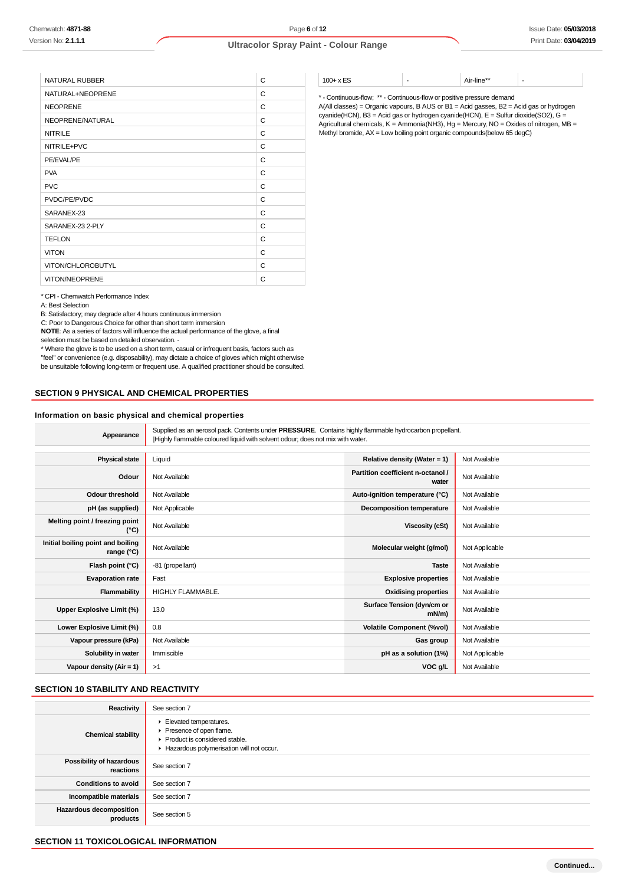| | |
|---|---|
| NATURAL RUBBER | C |
| NATURAL+NEOPRENE | C |
| NEOPRENE | C |
| NEOPRENE/NATURAL | C |
| NITRILE | C |
| NITRILE+PVC | C |
| PE/EVAL/PE | C |
| PVA | C |
| PVC | C |
| PVDC/PE/PVDC | C |
| SARANEX-23 | C |
| SARANEX-23 2-PLY | C |
| TEFLON | C |
| VITON | C |
| VITON/CHLOROBUTYL | C |
| VITON/NEOPRENE | C |

* CPI - Chemwatch Performance Index
A: Best Selection
B: Satisfactory; may degrade after 4 hours continuous immersion
C: Poor to Dangerous Choice for other than short term immersion
**NOTE**: As a series of factors will influence the actual performance of the glove, a final selection must be based on detailed observation. -
* Where the glove is to be used on a short term, casual or infrequent basis, factors such as "feel" or convenience (e.g. disposability), may dictate a choice of gloves which might otherwise be unsuitable following long-term or frequent use. A qualified practitioner should be consulted.

| | | | |
|---|---|---|---|
| 100+ x ES | - | Air-line** | - |

* - Continuous-flow; ** - Continuous-flow or positive pressure demand
A(All classes) = Organic vapours, B AUS or B1 = Acid gasses, B2 = Acid gas or hydrogen cyanide(HCN), B3 = Acid gas or hydrogen cyanide(HCN), E = Sulfur dioxide(SO2), G = Agricultural chemicals, K = Ammonia(NH3), Hg = Mercury, NO = Oxides of nitrogen, MB = Methyl bromide, AX = Low boiling point organic compounds(below 65 degC)

## SECTION 9 PHYSICAL AND CHEMICAL PROPERTIES

### Information on basic physical and chemical properties

| | |
|---|---|
| **Appearance** | Supplied as an aerosol pack. Contents under **PRESSURE**. Contains highly flammable hydrocarbon propellant. \|Highly flammable coloured liquid with solvent odour; does not mix with water. |

| | | | |
|---|---|---|---|
| **Physical state** | Liquid | **Relative density (Water = 1)** | Not Available |
| **Odour** | Not Available | **Partition coefficient n-octanol / water** | Not Available |
| **Odour threshold** | Not Available | **Auto-ignition temperature (°C)** | Not Available |
| **pH (as supplied)** | Not Applicable | **Decomposition temperature** | Not Available |
| **Melting point / freezing point (°C)** | Not Available | **Viscosity (cSt)** | Not Available |
| **Initial boiling point and boiling range (°C)** | Not Available | **Molecular weight (g/mol)** | Not Applicable |
| **Flash point (°C)** | -81 (propellant) | **Taste** | Not Available |
| **Evaporation rate** | Fast | **Explosive properties** | Not Available |
| **Flammability** | HIGHLY FLAMMABLE. | **Oxidising properties** | Not Available |
| **Upper Explosive Limit (%)** | 13.0 | **Surface Tension (dyn/cm or mN/m)** | Not Available |
| **Lower Explosive Limit (%)** | 0.8 | **Volatile Component (%vol)** | Not Available |
| **Vapour pressure (kPa)** | Not Available | **Gas group** | Not Available |
| **Solubility in water** | Immiscible | **pH as a solution (1%)** | Not Applicable |
| **Vapour density (Air = 1)** | >1 | **VOC g/L** | Not Available |

## SECTION 10 STABILITY AND REACTIVITY

| | |
|---|---|
| **Reactivity** | See section 7 |
| **Chemical stability** | ▸ Elevated temperatures.<br>▸ Presence of open flame.<br>▸ Product is considered stable.<br>▸ Hazardous polymerisation will not occur. |
| **Possibility of hazardous reactions** | See section 7 |
| **Conditions to avoid** | See section 7 |
| **Incompatible materials** | See section 7 |
| **Hazardous decomposition products** | See section 5 |

## SECTION 11 TOXICOLOGICAL INFORMATION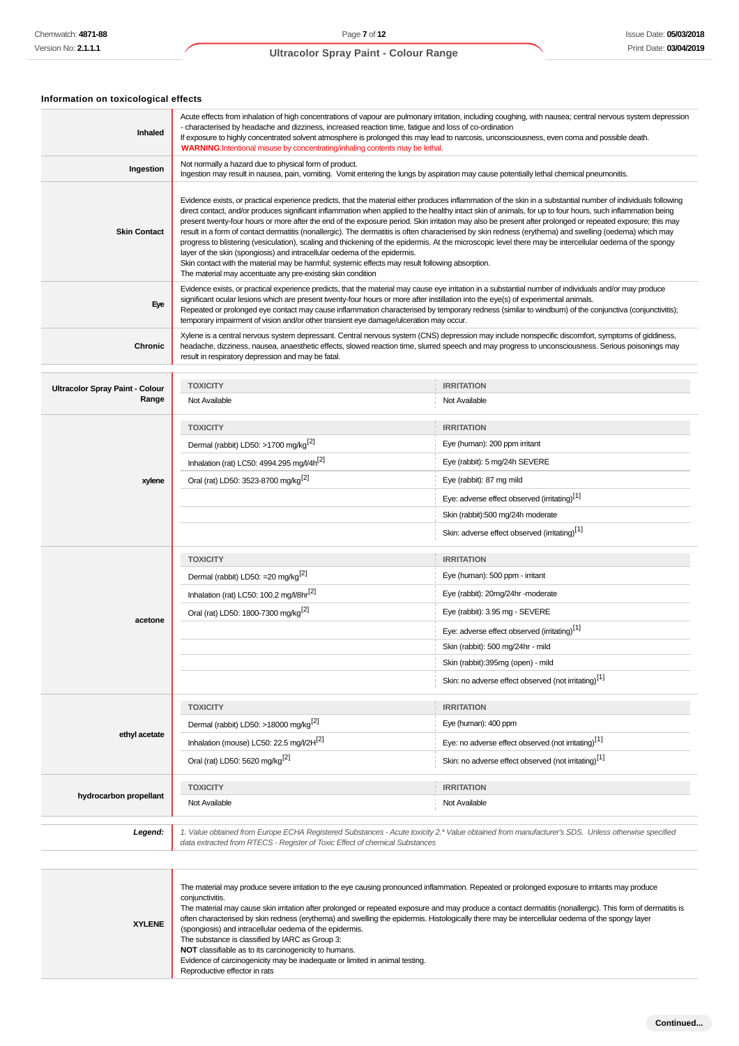### Information on toxicological effects

| | |
|---|---|
| **Inhaled** | Acute effects from inhalation of high concentrations of vapour are pulmonary irritation, including coughing, with nausea; central nervous system depression - characterised by headache and dizziness, increased reaction time, fatigue and loss of co-ordination<br>If exposure to highly concentrated solvent atmosphere is prolonged this may lead to narcosis, unconsciousness, even coma and possible death.<br>**WARNING**:Intentional misuse by concentrating/inhaling contents may be lethal. |
| **Ingestion** | Not normally a hazard due to physical form of product.<br>Ingestion may result in nausea, pain, vomiting. Vomit entering the lungs by aspiration may cause potentially lethal chemical pneumonitis. |
| **Skin Contact** | Evidence exists, or practical experience predicts, that the material either produces inflammation of the skin in a substantial number of individuals following direct contact, and/or produces significant inflammation when applied to the healthy intact skin of animals, for up to four hours, such inflammation being present twenty-four hours or more after the end of the exposure period. Skin irritation may also be present after prolonged or repeated exposure; this may result in a form of contact dermatitis (nonallergic). The dermatitis is often characterised by skin redness (erythema) and swelling (oedema) which may progress to blistering (vesiculation), scaling and thickening of the epidermis. At the microscopic level there may be intercellular oedema of the spongy layer of the skin (spongiosis) and intracellular oedema of the epidermis.<br>Skin contact with the material may be harmful; systemic effects may result following absorption.<br>The material may accentuate any pre-existing skin condition |
| **Eye** | Evidence exists, or practical experience predicts, that the material may cause eye irritation in a substantial number of individuals and/or may produce significant ocular lesions which are present twenty-four hours or more after instillation into the eye(s) of experimental animals.<br>Repeated or prolonged eye contact may cause inflammation characterised by temporary redness (similar to windburn) of the conjunctiva (conjunctivitis); temporary impairment of vision and/or other transient eye damage/ulceration may occur. |
| **Chronic** | Xylene is a central nervous system depressant. Central nervous system (CNS) depression may include nonspecific discomfort, symptoms of giddiness, headache, dizziness, nausea, anaesthetic effects, slowed reaction time, slurred speech and may progress to unconsciousness. Serious poisonings may result in respiratory depression and may be fatal. |

| | TOXICITY | IRRITATION |
|---|---|---|
| **Ultracolor Spray Paint - Colour Range** | Not Available | Not Available |
| **xylene** | Dermal (rabbit) LD50: >1700 mg/kg[2] | Eye (human): 200 ppm irritant |
| | Inhalation (rat) LC50: 4994.295 mg/l/4h[2] | Eye (rabbit): 5 mg/24h SEVERE |
| | Oral (rat) LD50: 3523-8700 mg/kg[2] | Eye (rabbit): 87 mg mild |
| | | Eye: adverse effect observed (irritating)[1] |
| | | Skin (rabbit):500 mg/24h moderate |
| | | Skin: adverse effect observed (irritating)[1] |
| **acetone** | Dermal (rabbit) LD50: =20 mg/kg[2] | Eye (human): 500 ppm - irritant |
| | Inhalation (rat) LC50: 100.2 mg/l/8hr[2] | Eye (rabbit): 20mg/24hr -moderate |
| | Oral (rat) LD50: 1800-7300 mg/kg[2] | Eye (rabbit): 3.95 mg - SEVERE |
| | | Eye: adverse effect observed (irritating)[1] |
| | | Skin (rabbit): 500 mg/24hr - mild |
| | | Skin (rabbit):395mg (open) - mild |
| | | Skin: no adverse effect observed (not irritating)[1] |
| **ethyl acetate** | Dermal (rabbit) LD50: >18000 mg/kg[2] | Eye (human): 400 ppm |
| | Inhalation (mouse) LC50: 22.5 mg/l/2H[2] | Eye: no adverse effect observed (not irritating)[1] |
| | Oral (rat) LD50: 5620 mg/kg[2] | Skin: no adverse effect observed (not irritating)[1] |
| **hydrocarbon propellant** | Not Available | Not Available |

***Legend:*** *1. Value obtained from Europe ECHA Registered Substances - Acute toxicity 2.\* Value obtained from manufacturer's SDS. Unless otherwise specified data extracted from RTECS - Register of Toxic Effect of chemical Substances*

| | |
|---|---|
| **XYLENE** | The material may produce severe irritation to the eye causing pronounced inflammation. Repeated or prolonged exposure to irritants may produce conjunctivitis.<br>The material may cause skin irritation after prolonged or repeated exposure and may produce a contact dermatitis (nonallergic). This form of dermatitis is often characterised by skin redness (erythema) and swelling the epidermis. Histologically there may be intercellular oedema of the spongy layer (spongiosis) and intracellular oedema of the epidermis.<br>The substance is classified by IARC as Group 3:<br>**NOT** classifiable as to its carcinogenicity to humans.<br>Evidence of carcinogenicity may be inadequate or limited in animal testing.<br>Reproductive effector in rats |

**Continued...**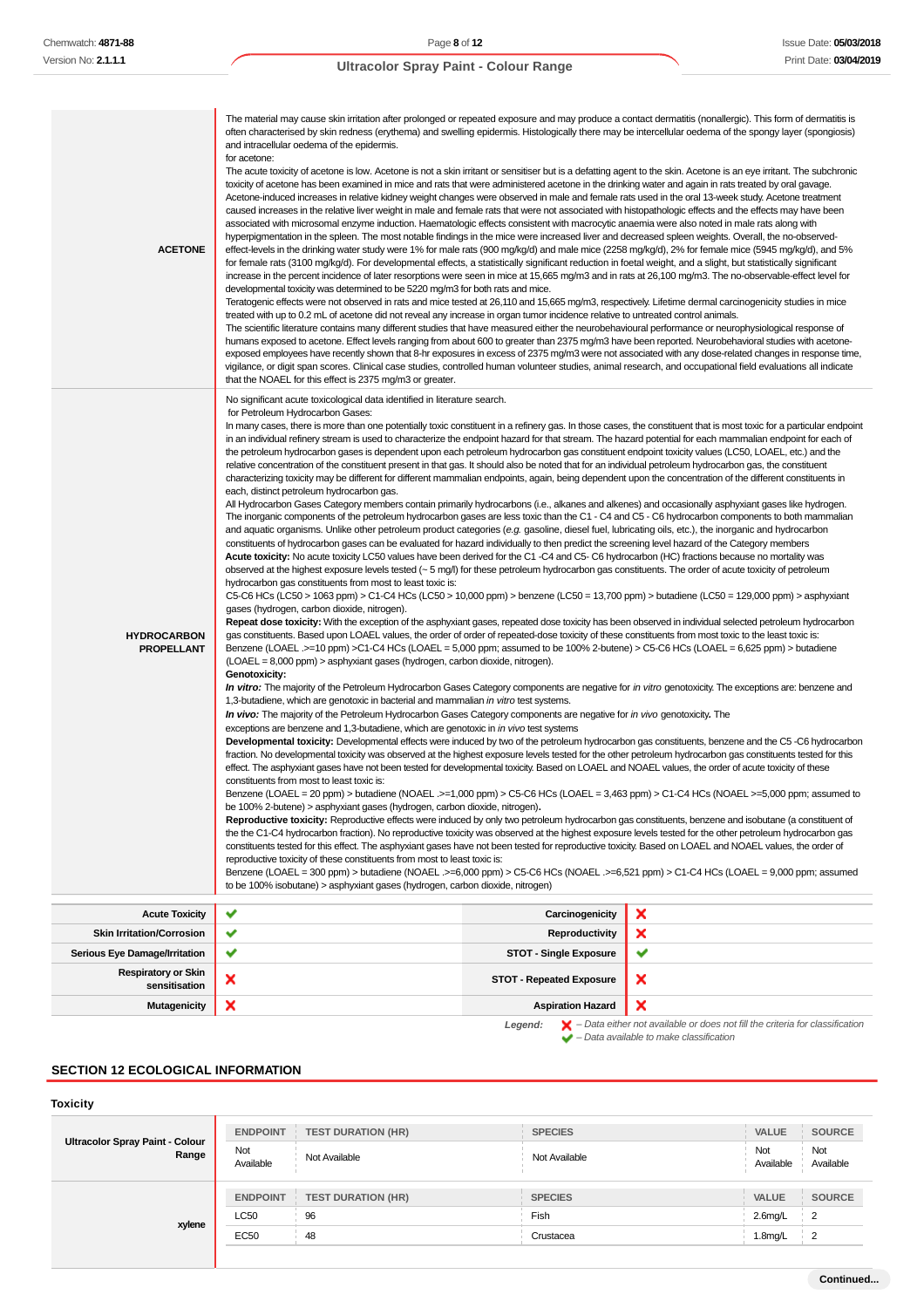| | |
|---|---|
| **ACETONE** | The material may cause skin irritation after prolonged or repeated exposure and may produce a contact dermatitis (nonallergic). This form of dermatitis is often characterised by skin redness (erythema) and swelling epidermis. Histologically there may be intercellular oedema of the spongy layer (spongiosis) and intracellular oedema of the epidermis.<br>for acetone:<br>The acute toxicity of acetone is low. Acetone is not a skin irritant or sensitiser but is a defatting agent to the skin. Acetone is an eye irritant. The subchronic toxicity of acetone has been examined in mice and rats that were administered acetone in the drinking water and again in rats treated by oral gavage. Acetone-induced increases in relative kidney weight changes were observed in male and female rats used in the oral 13-week study. Acetone treatment caused increases in the relative liver weight in male and female rats that were not associated with histopathologic effects and the effects may have been associated with microsomal enzyme induction. Haematologic effects consistent with macrocytic anaemia were also noted in male rats along with hyperpigmentation in the spleen. The most notable findings in the mice were increased liver and decreased spleen weights. Overall, the no-observed-effect-levels in the drinking water study were 1% for male rats (900 mg/kg/d) and male mice (2258 mg/kg/d), 2% for female mice (5945 mg/kg/d), and 5% for female rats (3100 mg/kg/d). For developmental effects, a statistically significant reduction in foetal weight, and a slight, but statistically significant increase in the percent incidence of later resorptions were seen in mice at 15,665 mg/m3 and in rats at 26,100 mg/m3. The no-observable-effect level for developmental toxicity was determined to be 5220 mg/m3 for both rats and mice.<br>Teratogenic effects were not observed in rats and mice tested at 26,110 and 15,665 mg/m3, respectively. Lifetime dermal carcinogenicity studies in mice treated with up to 0.2 mL of acetone did not reveal any increase in organ tumor incidence relative to untreated control animals.<br>The scientific literature contains many different studies that have measured either the neurobehavioural performance or neurophysiological response of humans exposed to acetone. Effect levels ranging from about 600 to greater than 2375 mg/m3 have been reported. Neurobehavioral studies with acetone-exposed employees have recently shown that 8-hr exposures in excess of 2375 mg/m3 were not associated with any dose-related changes in response time, vigilance, or digit span scores. Clinical case studies, controlled human volunteer studies, animal research, and occupational field evaluations all indicate that the NOAEL for this effect is 2375 mg/m3 or greater. |
| **HYDROCARBON PROPELLANT** | No significant acute toxicological data identified in literature search.<br>for Petroleum Hydrocarbon Gases:<br>In many cases, there is more than one potentially toxic constituent in a refinery gas. In those cases, the constituent that is most toxic for a particular endpoint in an individual refinery stream is used to characterize the endpoint hazard for that stream. The hazard potential for each mammalian endpoint for each of the petroleum hydrocarbon gases is dependent upon each petroleum hydrocarbon gas constituent endpoint toxicity values (LC50, LOAEL, etc.) and the relative concentration of the constituent present in that gas. It should also be noted that for an individual petroleum hydrocarbon gas, the constituent characterizing toxicity may be different for different mammalian endpoints, again, being dependent upon the concentration of the different constituents in each, distinct petroleum hydrocarbon gas.<br>All Hydrocarbon Gases Category members contain primarily hydrocarbons (i.e., alkanes and alkenes) and occasionally asphyxiant gases like hydrogen. The inorganic components of the petroleum hydrocarbon gases are less toxic than the C1 - C4 and C5 - C6 hydrocarbon components to both mammalian and aquatic organisms. Unlike other petroleum product categories (*e.g.* gasoline, diesel fuel, lubricating oils, etc.), the inorganic and hydrocarbon constituents of hydrocarbon gases can be evaluated for hazard individually to then predict the screening level hazard of the Category members<br>**Acute toxicity:** No acute toxicity LC50 values have been derived for the C1 -C4 and C5- C6 hydrocarbon (HC) fractions because no mortality was observed at the highest exposure levels tested (~ 5 mg/l) for these petroleum hydrocarbon gas constituents. The order of acute toxicity of petroleum hydrocarbon gas constituents from most to least toxic is:<br>C5-C6 HCs (LC50 > 1063 ppm) > C1-C4 HCs (LC50 > 10,000 ppm) > benzene (LC50 = 13,700 ppm) > butadiene (LC50 = 129,000 ppm) > asphyxiant gases (hydrogen, carbon dioxide, nitrogen).<br>**Repeat dose toxicity:** With the exception of the asphyxiant gases, repeated dose toxicity has been observed in individual selected petroleum hydrocarbon gas constituents. Based upon LOAEL values, the order of order of repeated-dose toxicity of these constituents from most toxic to the least toxic is:<br>Benzene (LOAEL .>=10 ppm) >C1-C4 HCs (LOAEL = 5,000 ppm; assumed to be 100% 2-butene) > C5-C6 HCs (LOAEL = 6,625 ppm) > butadiene (LOAEL = 8,000 ppm) > asphyxiant gases (hydrogen, carbon dioxide, nitrogen).<br>**Genotoxicity:**<br>***In vitro:*** The majority of the Petroleum Hydrocarbon Gases Category components are negative for *in vitro* genotoxicity. The exceptions are: benzene and 1,3-butadiene, which are genotoxic in bacterial and mammalian *in vitro* test systems.<br>***In vivo:*** The majority of the Petroleum Hydrocarbon Gases Category components are negative for *in vivo* genotoxicity**.** The exceptions are benzene and 1,3-butadiene, which are genotoxic in *in vivo* test systems<br>**Developmental toxicity:** Developmental effects were induced by two of the petroleum hydrocarbon gas constituents, benzene and the C5 -C6 hydrocarbon fraction. No developmental toxicity was observed at the highest exposure levels tested for the other petroleum hydrocarbon gas constituents tested for this effect. The asphyxiant gases have not been tested for developmental toxicity. Based on LOAEL and NOAEL values, the order of acute toxicity of these constituents from most to least toxic is:<br>Benzene (LOAEL = 20 ppm) > butadiene (NOAEL .>=1,000 ppm) > C5-C6 HCs (LOAEL = 3,463 ppm) > C1-C4 HCs (NOAEL >=5,000 ppm; assumed to be 100% 2-butene) > asphyxiant gases (hydrogen, carbon dioxide, nitrogen)**.**<br>**Reproductive toxicity:** Reproductive effects were induced by only two petroleum hydrocarbon gas constituents, benzene and isobutane (a constituent of the the C1-C4 hydrocarbon fraction). No reproductive toxicity was observed at the highest exposure levels tested for the other petroleum hydrocarbon gas constituents tested for this effect. The asphyxiant gases have not been tested for reproductive toxicity. Based on LOAEL and NOAEL values, the order of reproductive toxicity of these constituents from most to least toxic is:<br>Benzene (LOAEL = 300 ppm) > butadiene (NOAEL .>=6,000 ppm) > C5-C6 HCs (NOAEL .>=6,521 ppm) > C1-C4 HCs (LOAEL = 9,000 ppm; assumed to be 100% isobutane) > asphyxiant gases (hydrogen, carbon dioxide, nitrogen) |

| | | | |
|---|---|---|---|
| **Acute Toxicity** | ✔ | **Carcinogenicity** | ✘ |
| **Skin Irritation/Corrosion** | ✔ | **Reproductivity** | ✘ |
| **Serious Eye Damage/Irritation** | ✔ | **STOT - Single Exposure** | ✔ |
| **Respiratory or Skin sensitisation** | ✘ | **STOT - Repeated Exposure** | ✘ |
| **Mutagenicity** | ✘ | **Aspiration Hazard** | ✘ |

*Legend:* ✘ – *Data either not available or does not fill the criteria for classification*
✔ – *Data available to make classification*

## SECTION 12 ECOLOGICAL INFORMATION

### Toxicity

| | ENDPOINT | TEST DURATION (HR) | SPECIES | VALUE | SOURCE |
|---|---|---|---|---|---|
| **Ultracolor Spray Paint - Colour Range** | Not Available | Not Available | Not Available | Not Available | Not Available |
| | **ENDPOINT** | **TEST DURATION (HR)** | **SPECIES** | **VALUE** | **SOURCE** |
| **xylene** | LC50 | 96 | Fish | 2.6mg/L | 2 |
| | EC50 | 48 | Crustacea | 1.8mg/L | 2 |

Continued...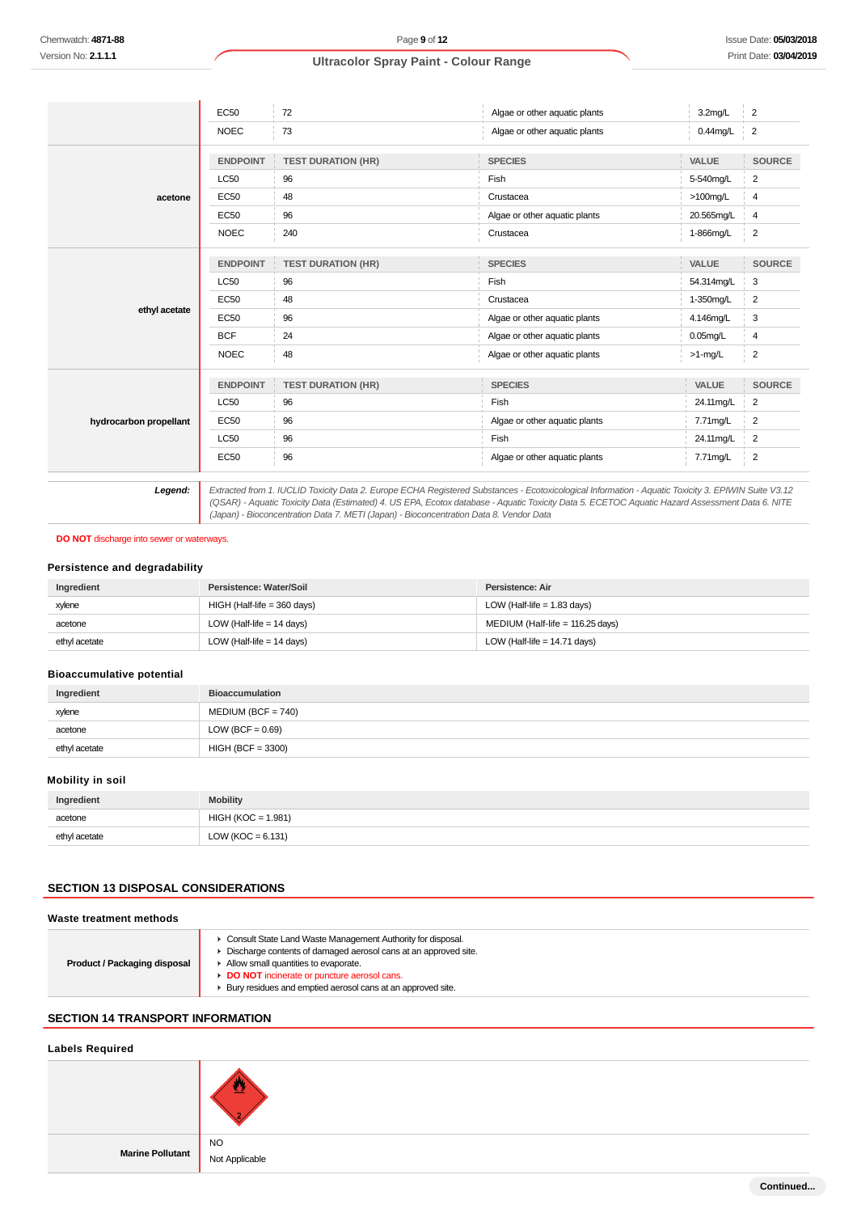| | ENDPOINT | TEST DURATION (HR) | SPECIES | VALUE | SOURCE |
|---|---|---|---|---|---|
| | EC50 | 72 | Algae or other aquatic plants | 3.2mg/L | 2 |
| | NOEC | 73 | Algae or other aquatic plants | 0.44mg/L | 2 |
| **acetone** | **ENDPOINT** | **TEST DURATION (HR)** | **SPECIES** | **VALUE** | **SOURCE** |
| | LC50 | 96 | Fish | 5-540mg/L | 2 |
| | EC50 | 48 | Crustacea | >100mg/L | 4 |
| | EC50 | 96 | Algae or other aquatic plants | 20.565mg/L | 4 |
| | NOEC | 240 | Crustacea | 1-866mg/L | 2 |
| **ethyl acetate** | **ENDPOINT** | **TEST DURATION (HR)** | **SPECIES** | **VALUE** | **SOURCE** |
| | LC50 | 96 | Fish | 54.314mg/L | 3 |
| | EC50 | 48 | Crustacea | 1-350mg/L | 2 |
| | EC50 | 96 | Algae or other aquatic plants | 4.146mg/L | 3 |
| | BCF | 24 | Algae or other aquatic plants | 0.05mg/L | 4 |
| | NOEC | 48 | Algae or other aquatic plants | >1-mg/L | 2 |
| **hydrocarbon propellant** | **ENDPOINT** | **TEST DURATION (HR)** | **SPECIES** | **VALUE** | **SOURCE** |
| | LC50 | 96 | Fish | 24.11mg/L | 2 |
| | EC50 | 96 | Algae or other aquatic plants | 7.71mg/L | 2 |
| | LC50 | 96 | Fish | 24.11mg/L | 2 |
| | EC50 | 96 | Algae or other aquatic plants | 7.71mg/L | 2 |

***Legend:*** *Extracted from 1. IUCLID Toxicity Data 2. Europe ECHA Registered Substances - Ecotoxicological Information - Aquatic Toxicity 3. EPIWIN Suite V3.12 (QSAR) - Aquatic Toxicity Data (Estimated) 4. US EPA, Ecotox database - Aquatic Toxicity Data 5. ECETOC Aquatic Hazard Assessment Data 6. NITE (Japan) - Bioconcentration Data 7. METI (Japan) - Bioconcentration Data 8. Vendor Data*

**DO NOT** discharge into sewer or waterways.

### Persistence and degradability

| Ingredient | Persistence: Water/Soil | Persistence: Air |
|---|---|---|
| xylene | HIGH (Half-life = 360 days) | LOW (Half-life = 1.83 days) |
| acetone | LOW (Half-life = 14 days) | MEDIUM (Half-life = 116.25 days) |
| ethyl acetate | LOW (Half-life = 14 days) | LOW (Half-life = 14.71 days) |

### Bioaccumulative potential

| Ingredient | Bioaccumulation |
|---|---|
| xylene | MEDIUM (BCF = 740) |
| acetone | LOW (BCF = 0.69) |
| ethyl acetate | HIGH (BCF = 3300) |

### Mobility in soil

| Ingredient | Mobility |
|---|---|
| acetone | HIGH (KOC = 1.981) |
| ethyl acetate | LOW (KOC = 6.131) |

## SECTION 13 DISPOSAL CONSIDERATIONS

### Waste treatment methods

| | |
|---|---|
| **Product / Packaging disposal** | ▸ Consult State Land Waste Management Authority for disposal.<br>▸ Discharge contents of damaged aerosol cans at an approved site.<br>▸ Allow small quantities to evaporate.<br>▸ **DO NOT** incinerate or puncture aerosol cans.<br>▸ Bury residues and emptied aerosol cans at an approved site. |

## SECTION 14 TRANSPORT INFORMATION

### Labels Required

| | |
|---|---|
| | |
| **Marine Pollutant** | NO<br>Not Applicable |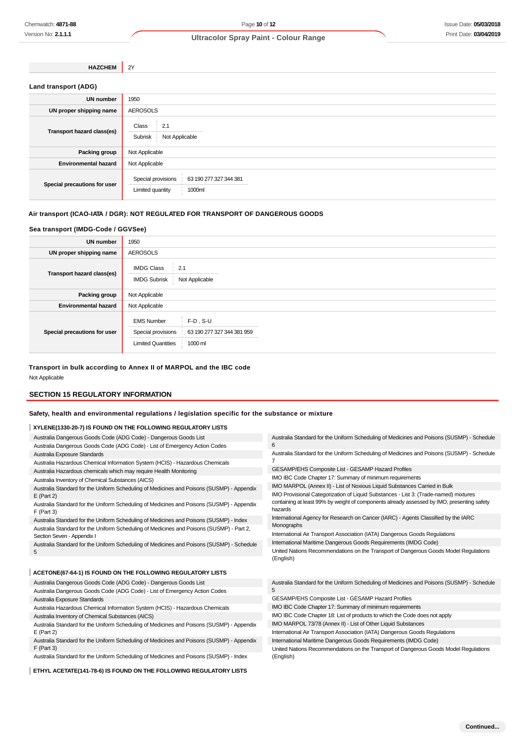| HAZCHEM | 2Y |
|---|---|

### Land transport (ADG)

| | |
|---|---|
| **UN number** | 1950 |
| **UN proper shipping name** | AEROSOLS |
| **Transport hazard class(es)** | Class: 2.1<br>Subrisk: Not Applicable |
| **Packing group** | Not Applicable |
| **Environmental hazard** | Not Applicable |
| **Special precautions for user** | Special provisions: 63 190 277 327 344 381<br>Limited quantity: 1000ml |

### Air transport (ICAO-IATA / DGR): NOT REGULATED FOR TRANSPORT OF DANGEROUS GOODS

### Sea transport (IMDG-Code / GGVSee)

| | |
|---|---|
| **UN number** | 1950 |
| **UN proper shipping name** | AEROSOLS |
| **Transport hazard class(es)** | IMDG Class: 2.1<br>IMDG Subrisk: Not Applicable |
| **Packing group** | Not Applicable |
| **Environmental hazard** | Not Applicable |
| **Special precautions for user** | EMS Number: F-D , S-U<br>Special provisions: 63 190 277 327 344 381 959<br>Limited Quantities: 1000 ml |

### Transport in bulk according to Annex II of MARPOL and the IBC code

Not Applicable

## SECTION 15 REGULATORY INFORMATION

### Safety, health and environmental regulations / legislation specific for the substance or mixture

**XYLENE(1330-20-7) IS FOUND ON THE FOLLOWING REGULATORY LISTS**

- Australia Dangerous Goods Code (ADG Code) - Dangerous Goods List
- Australia Dangerous Goods Code (ADG Code) - List of Emergency Action Codes
- Australia Exposure Standards
- Australia Hazardous Chemical Information System (HCIS) - Hazardous Chemicals
- Australia Hazardous chemicals which may require Health Monitoring
- Australia Inventory of Chemical Substances (AICS)
- Australia Standard for the Uniform Scheduling of Medicines and Poisons (SUSMP) - Appendix E (Part 2)
- Australia Standard for the Uniform Scheduling of Medicines and Poisons (SUSMP) - Appendix F (Part 3)
- Australia Standard for the Uniform Scheduling of Medicines and Poisons (SUSMP) - Index
- Australia Standard for the Uniform Scheduling of Medicines and Poisons (SUSMP) - Part 2, Section Seven - Appendix I
- Australia Standard for the Uniform Scheduling of Medicines and Poisons (SUSMP) - Schedule 5
- Australia Standard for the Uniform Scheduling of Medicines and Poisons (SUSMP) - Schedule 6
- Australia Standard for the Uniform Scheduling of Medicines and Poisons (SUSMP) - Schedule 7
- GESAMP/EHS Composite List - GESAMP Hazard Profiles
- IMO IBC Code Chapter 17: Summary of minimum requirements
- IMO MARPOL (Annex II) - List of Noxious Liquid Substances Carried in Bulk
- IMO Provisional Categorization of Liquid Substances - List 3: (Trade-named) mixtures containing at least 99% by weight of components already assessed by IMO, presenting safety hazards
- International Agency for Research on Cancer (IARC) - Agents Classified by the IARC Monographs
- International Air Transport Association (IATA) Dangerous Goods Regulations
- International Maritime Dangerous Goods Requirements (IMDG Code)
- United Nations Recommendations on the Transport of Dangerous Goods Model Regulations (English)

**ACETONE(67-64-1) IS FOUND ON THE FOLLOWING REGULATORY LISTS**

- Australia Dangerous Goods Code (ADG Code) - Dangerous Goods List
- Australia Dangerous Goods Code (ADG Code) - List of Emergency Action Codes
- Australia Exposure Standards
- Australia Hazardous Chemical Information System (HCIS) - Hazardous Chemicals
- Australia Inventory of Chemical Substances (AICS)
- Australia Standard for the Uniform Scheduling of Medicines and Poisons (SUSMP) - Appendix E (Part 2)
- Australia Standard for the Uniform Scheduling of Medicines and Poisons (SUSMP) - Appendix F (Part 3)
- Australia Standard for the Uniform Scheduling of Medicines and Poisons (SUSMP) - Index
- Australia Standard for the Uniform Scheduling of Medicines and Poisons (SUSMP) - Schedule 5
- GESAMP/EHS Composite List - GESAMP Hazard Profiles
- IMO IBC Code Chapter 17: Summary of minimum requirements
- IMO IBC Code Chapter 18: List of products to which the Code does not apply
- IMO MARPOL 73/78 (Annex II) - List of Other Liquid Substances
- International Air Transport Association (IATA) Dangerous Goods Regulations
- International Maritime Dangerous Goods Requirements (IMDG Code)
- United Nations Recommendations on the Transport of Dangerous Goods Model Regulations (English)

**ETHYL ACETATE(141-78-6) IS FOUND ON THE FOLLOWING REGULATORY LISTS**

Continued...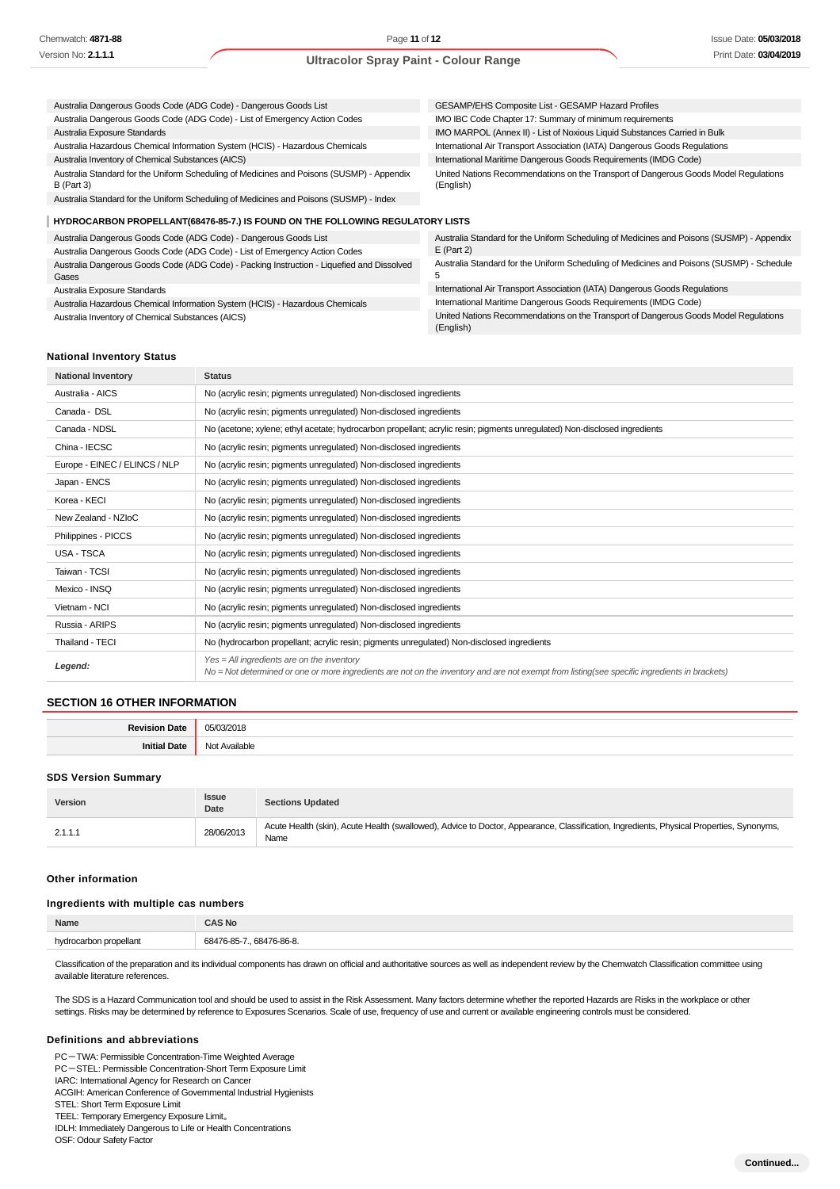| | |
|---|---|
| Australia Dangerous Goods Code (ADG Code) - Dangerous Goods List | GESAMP/EHS Composite List - GESAMP Hazard Profiles |
| Australia Dangerous Goods Code (ADG Code) - List of Emergency Action Codes | IMO IBC Code Chapter 17: Summary of minimum requirements |
| Australia Exposure Standards | IMO MARPOL (Annex II) - List of Noxious Liquid Substances Carried in Bulk |
| Australia Hazardous Chemical Information System (HCIS) - Hazardous Chemicals | International Air Transport Association (IATA) Dangerous Goods Regulations |
| Australia Inventory of Chemical Substances (AICS) | International Maritime Dangerous Goods Requirements (IMDG Code) |
| Australia Standard for the Uniform Scheduling of Medicines and Poisons (SUSMP) - Appendix B (Part 3) | United Nations Recommendations on the Transport of Dangerous Goods Model Regulations (English) |
| Australia Standard for the Uniform Scheduling of Medicines and Poisons (SUSMP) - Index | |

**HYDROCARBON PROPELLANT(68476-85-7.) IS FOUND ON THE FOLLOWING REGULATORY LISTS**

| | |
|---|---|
| Australia Dangerous Goods Code (ADG Code) - Dangerous Goods List | Australia Standard for the Uniform Scheduling of Medicines and Poisons (SUSMP) - Appendix E (Part 2) |
| Australia Dangerous Goods Code (ADG Code) - List of Emergency Action Codes | Australia Standard for the Uniform Scheduling of Medicines and Poisons (SUSMP) - Schedule 5 |
| Australia Dangerous Goods Code (ADG Code) - Packing Instruction - Liquefied and Dissolved Gases | International Air Transport Association (IATA) Dangerous Goods Regulations |
| Australia Exposure Standards | International Maritime Dangerous Goods Requirements (IMDG Code) |
| Australia Hazardous Chemical Information System (HCIS) - Hazardous Chemicals | United Nations Recommendations on the Transport of Dangerous Goods Model Regulations (English) |
| Australia Inventory of Chemical Substances (AICS) | |

### National Inventory Status

| National Inventory | Status |
|---|---|
| Australia - AICS | No (acrylic resin; pigments unregulated) Non-disclosed ingredients |
| Canada - DSL | No (acrylic resin; pigments unregulated) Non-disclosed ingredients |
| Canada - NDSL | No (acetone; xylene; ethyl acetate; hydrocarbon propellant; acrylic resin; pigments unregulated) Non-disclosed ingredients |
| China - IECSC | No (acrylic resin; pigments unregulated) Non-disclosed ingredients |
| Europe - EINEC / ELINCS / NLP | No (acrylic resin; pigments unregulated) Non-disclosed ingredients |
| Japan - ENCS | No (acrylic resin; pigments unregulated) Non-disclosed ingredients |
| Korea - KECI | No (acrylic resin; pigments unregulated) Non-disclosed ingredients |
| New Zealand - NZIoC | No (acrylic resin; pigments unregulated) Non-disclosed ingredients |
| Philippines - PICCS | No (acrylic resin; pigments unregulated) Non-disclosed ingredients |
| USA - TSCA | No (acrylic resin; pigments unregulated) Non-disclosed ingredients |
| Taiwan - TCSI | No (acrylic resin; pigments unregulated) Non-disclosed ingredients |
| Mexico - INSQ | No (acrylic resin; pigments unregulated) Non-disclosed ingredients |
| Vietnam - NCI | No (acrylic resin; pigments unregulated) Non-disclosed ingredients |
| Russia - ARIPS | No (acrylic resin; pigments unregulated) Non-disclosed ingredients |
| Thailand - TECI | No (hydrocarbon propellant; acrylic resin; pigments unregulated) Non-disclosed ingredients |
| ***Legend:*** | *Yes = All ingredients are on the inventory*<br>*No = Not determined or one or more ingredients are not on the inventory and are not exempt from listing(see specific ingredients in brackets)* |

## SECTION 16 OTHER INFORMATION

| | |
|---|---|
| **Revision Date** | 05/03/2018 |
| **Initial Date** | Not Available |

### SDS Version Summary

| Version | Issue Date | Sections Updated |
|---|---|---|
| 2.1.1.1 | 28/06/2013 | Acute Health (skin), Acute Health (swallowed), Advice to Doctor, Appearance, Classification, Ingredients, Physical Properties, Synonyms, Name |

### Other information

### Ingredients with multiple cas numbers

| Name | CAS No |
|---|---|
| hydrocarbon propellant | 68476-85-7., 68476-86-8. |

Classification of the preparation and its individual components has drawn on official and authoritative sources as well as independent review by the Chemwatch Classification committee using available literature references.

The SDS is a Hazard Communication tool and should be used to assist in the Risk Assessment. Many factors determine whether the reported Hazards are Risks in the workplace or other settings. Risks may be determined by reference to Exposures Scenarios. Scale of use, frequency of use and current or available engineering controls must be considered.

### Definitions and abbreviations

PC－TWA: Permissible Concentration-Time Weighted Average
PC－STEL: Permissible Concentration-Short Term Exposure Limit
IARC: International Agency for Research on Cancer
ACGIH: American Conference of Governmental Industrial Hygienists
STEL: Short Term Exposure Limit
TEEL: Temporary Emergency Exposure Limit。
IDLH: Immediately Dangerous to Life or Health Concentrations
OSF: Odour Safety Factor

**Continued...**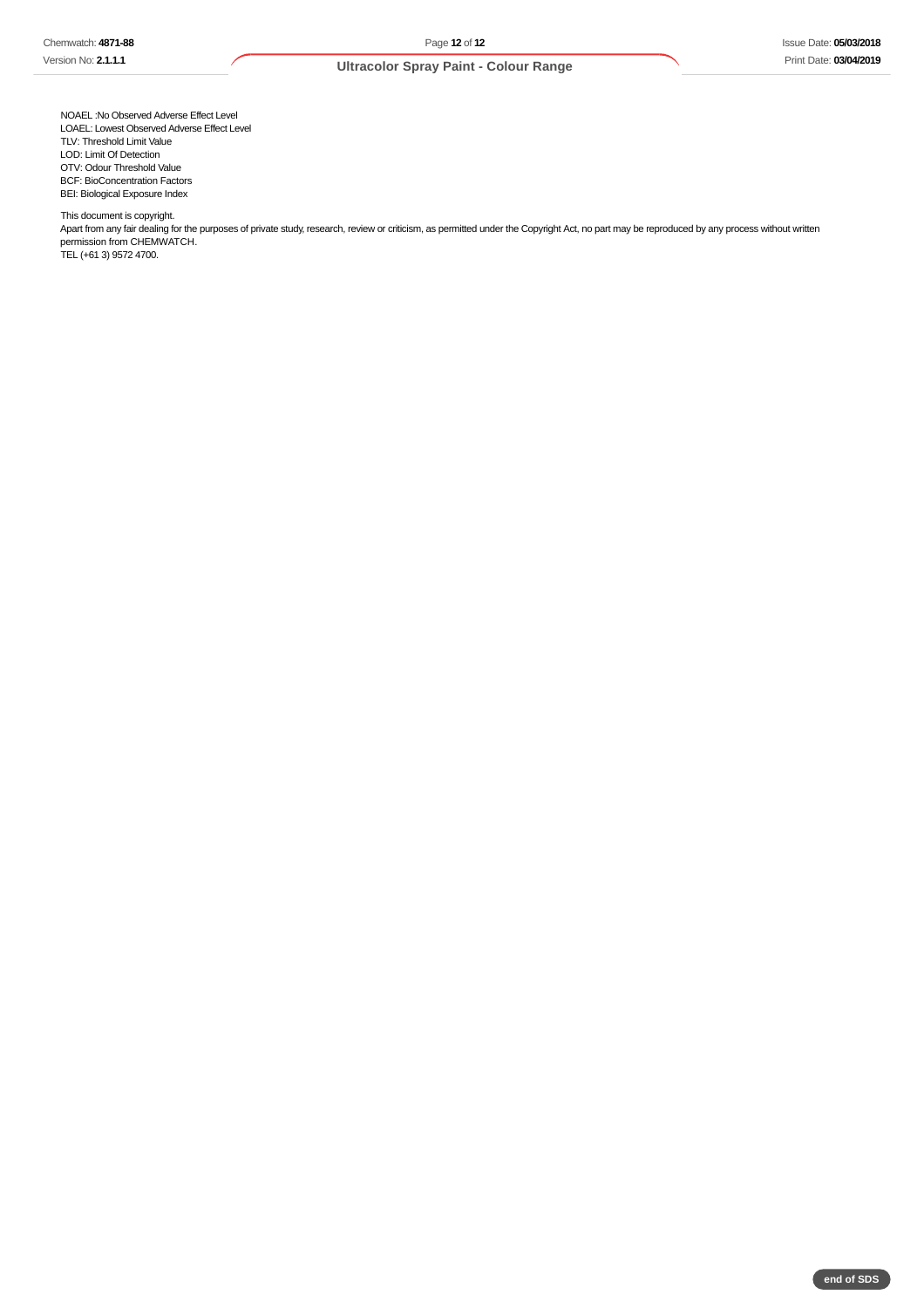NOAEL :No Observed Adverse Effect Level
LOAEL: Lowest Observed Adverse Effect Level
TLV: Threshold Limit Value
LOD: Limit Of Detection
OTV: Odour Threshold Value
BCF: BioConcentration Factors
BEI: Biological Exposure Index

This document is copyright.
Apart from any fair dealing for the purposes of private study, research, review or criticism, as permitted under the Copyright Act, no part may be reproduced by any process without written permission from CHEMWATCH.
TEL (+61 3) 9572 4700.

**end of SDS**